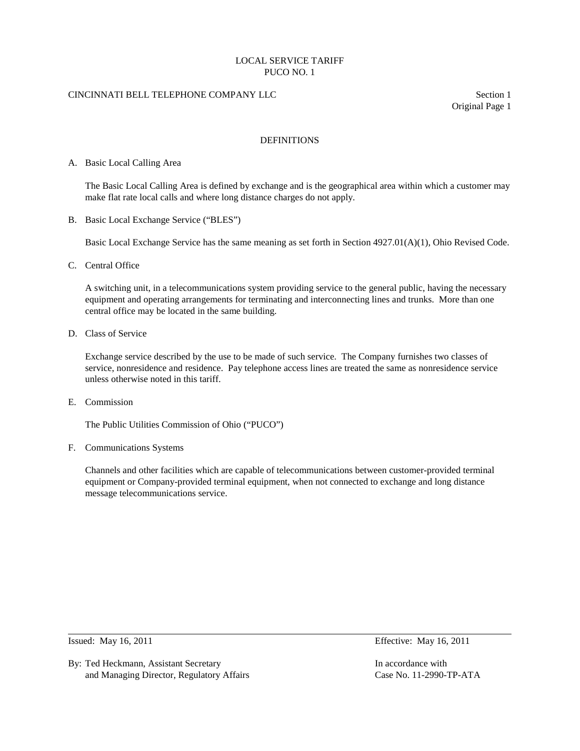LOCAL SERVICE TARIFF
PUCO NO. 1

CINCINNATI BELL TELEPHONE COMPANY LLC

Section 1
Original Page 1

## DEFINITIONS

A. Basic Local Calling Area

The Basic Local Calling Area is defined by exchange and is the geographical area within which a customer may make flat rate local calls and where long distance charges do not apply.

B. Basic Local Exchange Service ("BLES")

Basic Local Exchange Service has the same meaning as set forth in Section 4927.01(A)(1), Ohio Revised Code.

C. Central Office

A switching unit, in a telecommunications system providing service to the general public, having the necessary equipment and operating arrangements for terminating and interconnecting lines and trunks. More than one central office may be located in the same building.

D. Class of Service

Exchange service described by the use to be made of such service. The Company furnishes two classes of service, nonresidence and residence. Pay telephone access lines are treated the same as nonresidence service unless otherwise noted in this tariff.

E. Commission

The Public Utilities Commission of Ohio ("PUCO")

F. Communications Systems

Channels and other facilities which are capable of telecommunications between customer-provided terminal equipment or Company-provided terminal equipment, when not connected to exchange and long distance message telecommunications service.

Issued: May 16, 2011

Effective: May 16, 2011

By: Ted Heckmann, Assistant Secretary
and Managing Director, Regulatory Affairs

In accordance with
Case No. 11-2990-TP-ATA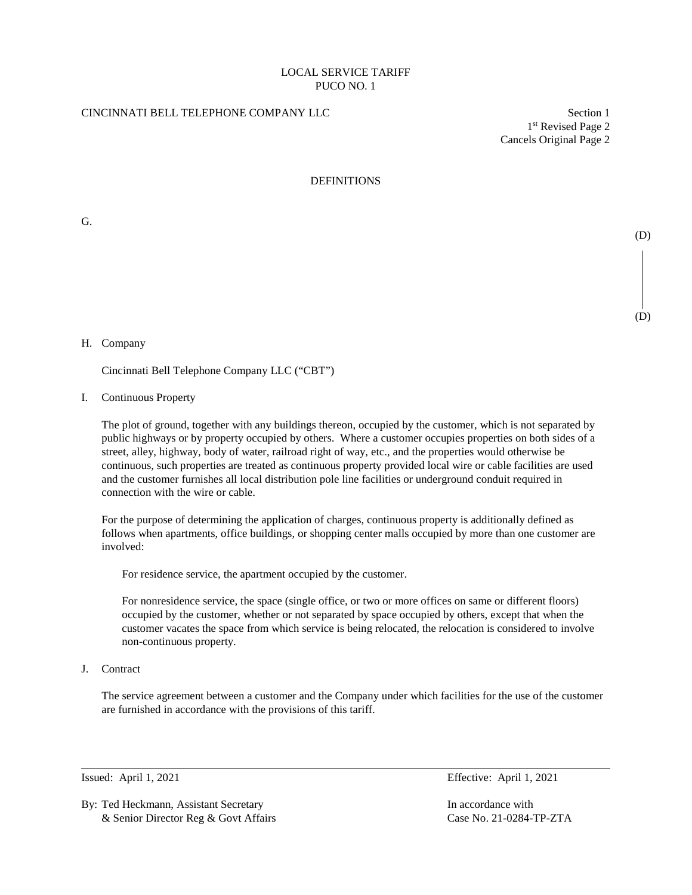LOCAL SERVICE TARIFF
PUCO NO. 1

CINCINNATI BELL TELEPHONE COMPANY LLC

Section 1
1st Revised Page 2
Cancels Original Page 2

## DEFINITIONS

G.

(D)

(D)

H. Company

Cincinnati Bell Telephone Company LLC ("CBT")

I. Continuous Property

The plot of ground, together with any buildings thereon, occupied by the customer, which is not separated by public highways or by property occupied by others. Where a customer occupies properties on both sides of a street, alley, highway, body of water, railroad right of way, etc., and the properties would otherwise be continuous, such properties are treated as continuous property provided local wire or cable facilities are used and the customer furnishes all local distribution pole line facilities or underground conduit required in connection with the wire or cable.

For the purpose of determining the application of charges, continuous property is additionally defined as follows when apartments, office buildings, or shopping center malls occupied by more than one customer are involved:

For residence service, the apartment occupied by the customer.

For nonresidence service, the space (single office, or two or more offices on same or different floors) occupied by the customer, whether or not separated by space occupied by others, except that when the customer vacates the space from which service is being relocated, the relocation is considered to involve non-continuous property.

J. Contract

The service agreement between a customer and the Company under which facilities for the use of the customer are furnished in accordance with the provisions of this tariff.

Issued: April 1, 2021

Effective: April 1, 2021

By: Ted Heckmann, Assistant Secretary
& Senior Director Reg & Govt Affairs

In accordance with
Case No. 21-0284-TP-ZTA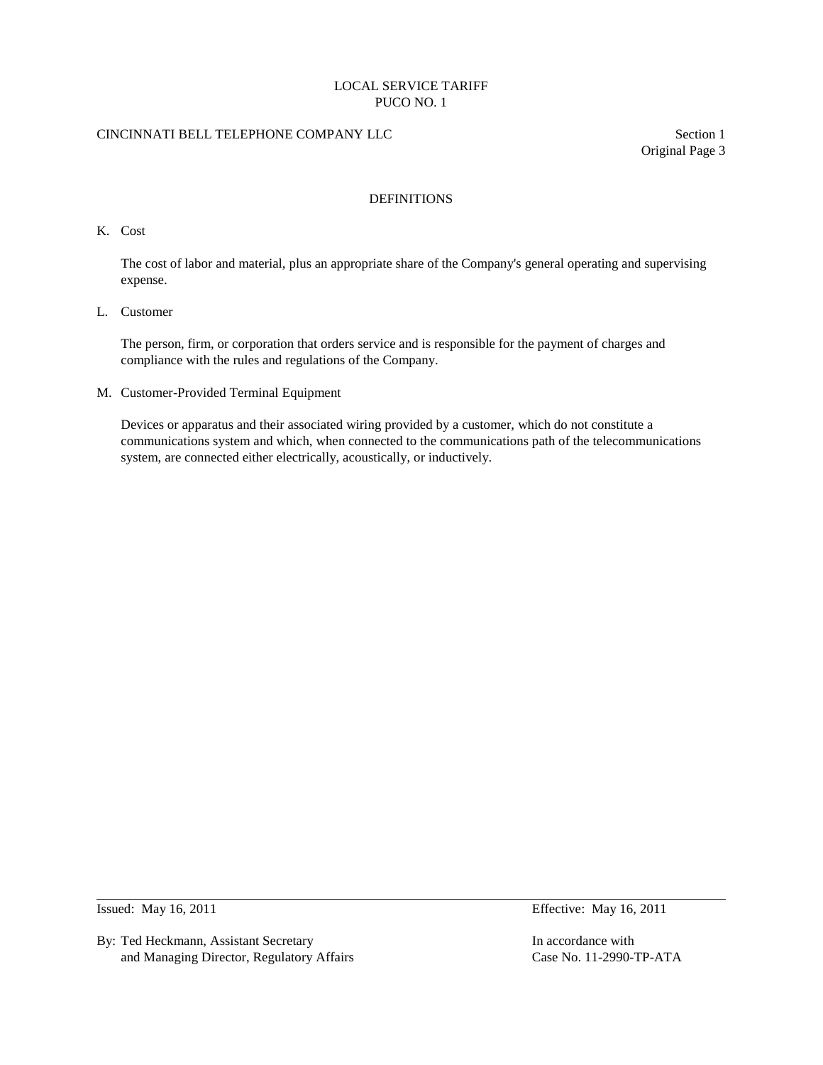## DEFINITIONS

K. Cost

The cost of labor and material, plus an appropriate share of the Company's general operating and supervising expense.

L. Customer

The person, firm, or corporation that orders service and is responsible for the payment of charges and compliance with the rules and regulations of the Company.

M. Customer-Provided Terminal Equipment

Devices or apparatus and their associated wiring provided by a customer, which do not constitute a communications system and which, when connected to the communications path of the telecommunications system, are connected either electrically, acoustically, or inductively.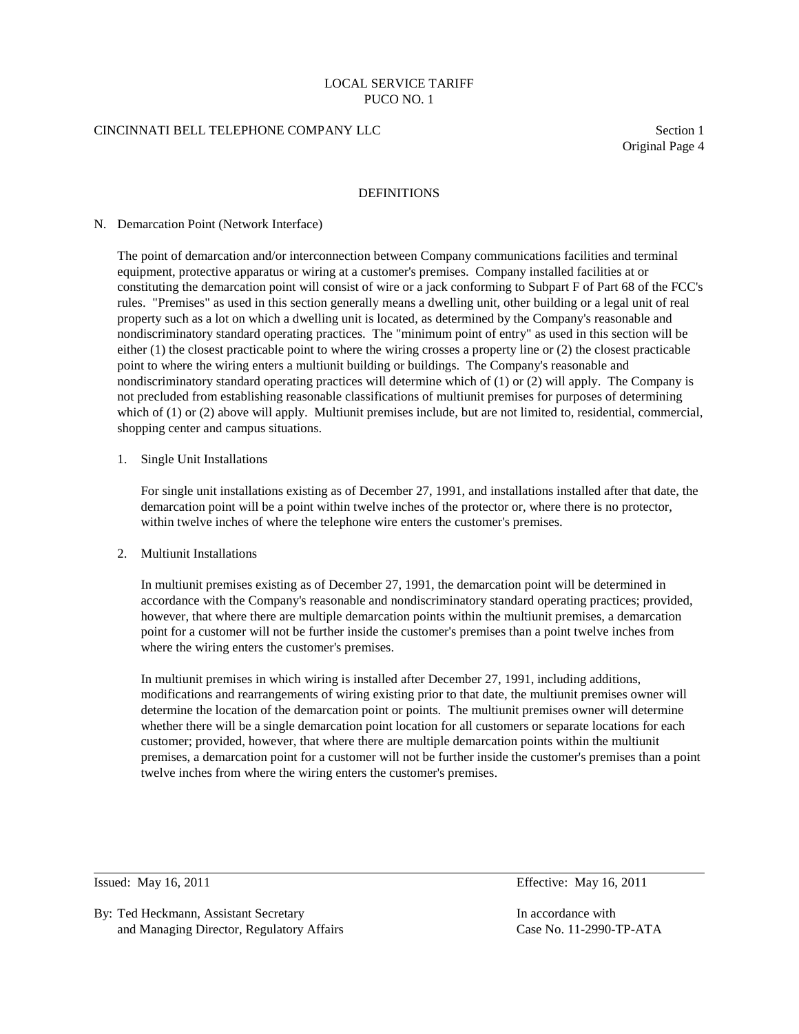## DEFINITIONS

### N. Demarcation Point (Network Interface)

The point of demarcation and/or interconnection between Company communications facilities and terminal equipment, protective apparatus or wiring at a customer's premises. Company installed facilities at or constituting the demarcation point will consist of wire or a jack conforming to Subpart F of Part 68 of the FCC's rules. "Premises" as used in this section generally means a dwelling unit, other building or a legal unit of real property such as a lot on which a dwelling unit is located, as determined by the Company's reasonable and nondiscriminatory standard operating practices. The "minimum point of entry" as used in this section will be either (1) the closest practicable point to where the wiring crosses a property line or (2) the closest practicable point to where the wiring enters a multiunit building or buildings. The Company's reasonable and nondiscriminatory standard operating practices will determine which of (1) or (2) will apply. The Company is not precluded from establishing reasonable classifications of multiunit premises for purposes of determining which of (1) or (2) above will apply. Multiunit premises include, but are not limited to, residential, commercial, shopping center and campus situations.

1. Single Unit Installations

   For single unit installations existing as of December 27, 1991, and installations installed after that date, the demarcation point will be a point within twelve inches of the protector or, where there is no protector, within twelve inches of where the telephone wire enters the customer's premises.

2. Multiunit Installations

   In multiunit premises existing as of December 27, 1991, the demarcation point will be determined in accordance with the Company's reasonable and nondiscriminatory standard operating practices; provided, however, that where there are multiple demarcation points within the multiunit premises, a demarcation point for a customer will not be further inside the customer's premises than a point twelve inches from where the wiring enters the customer's premises.

   In multiunit premises in which wiring is installed after December 27, 1991, including additions, modifications and rearrangements of wiring existing prior to that date, the multiunit premises owner will determine the location of the demarcation point or points. The multiunit premises owner will determine whether there will be a single demarcation point location for all customers or separate locations for each customer; provided, however, that where there are multiple demarcation points within the multiunit premises, a demarcation point for a customer will not be further inside the customer's premises than a point twelve inches from where the wiring enters the customer's premises.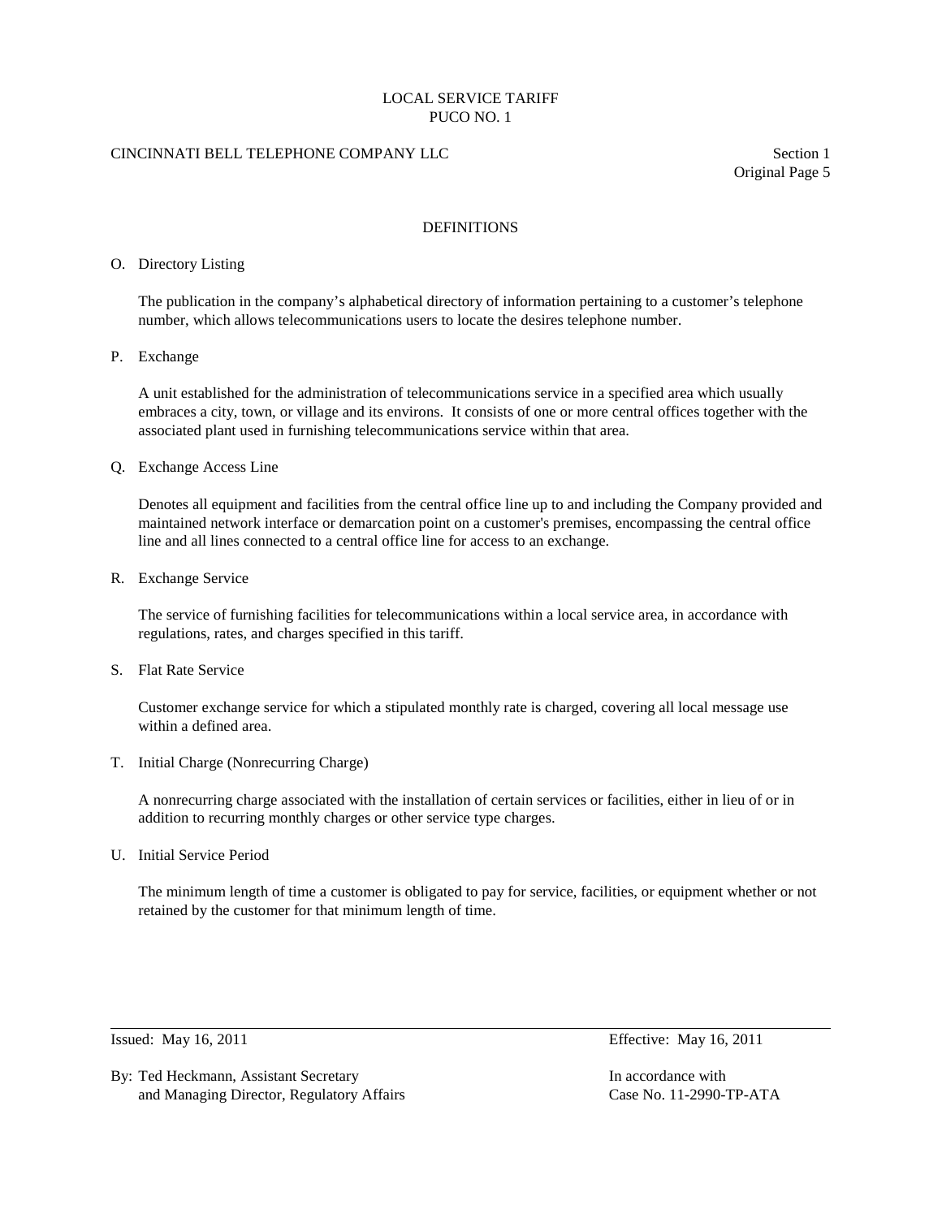## DEFINITIONS

O. Directory Listing

The publication in the company's alphabetical directory of information pertaining to a customer's telephone number, which allows telecommunications users to locate the desires telephone number.

P. Exchange

A unit established for the administration of telecommunications service in a specified area which usually embraces a city, town, or village and its environs. It consists of one or more central offices together with the associated plant used in furnishing telecommunications service within that area.

Q. Exchange Access Line

Denotes all equipment and facilities from the central office line up to and including the Company provided and maintained network interface or demarcation point on a customer's premises, encompassing the central office line and all lines connected to a central office line for access to an exchange.

R. Exchange Service

The service of furnishing facilities for telecommunications within a local service area, in accordance with regulations, rates, and charges specified in this tariff.

S. Flat Rate Service

Customer exchange service for which a stipulated monthly rate is charged, covering all local message use within a defined area.

T. Initial Charge (Nonrecurring Charge)

A nonrecurring charge associated with the installation of certain services or facilities, either in lieu of or in addition to recurring monthly charges or other service type charges.

U. Initial Service Period

The minimum length of time a customer is obligated to pay for service, facilities, or equipment whether or not retained by the customer for that minimum length of time.

Issued: May 16, 2011 Effective: May 16, 2011

By: Ted Heckmann, Assistant Secretary and Managing Director, Regulatory Affairs

In accordance with Case No. 11-2990-TP-ATA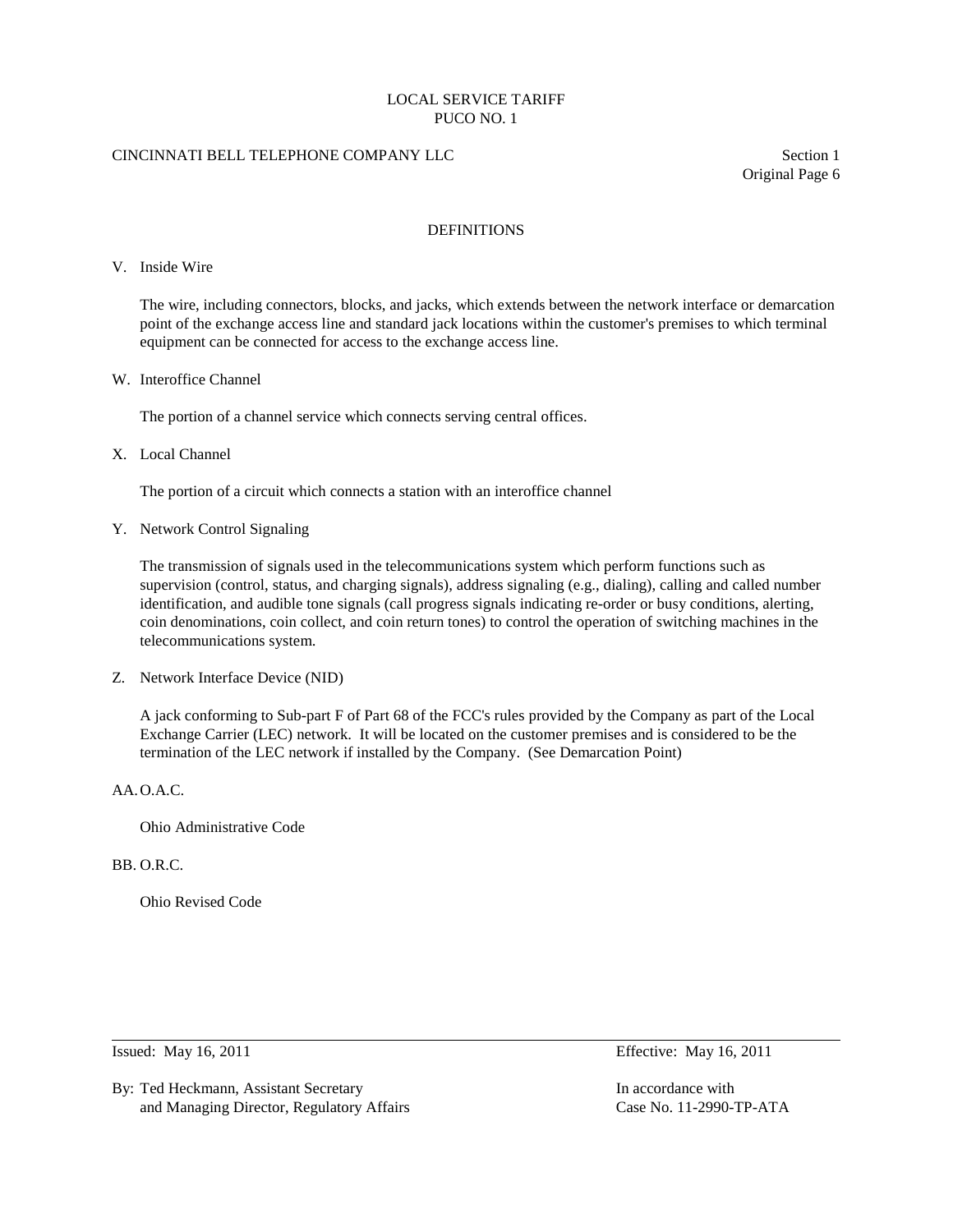## DEFINITIONS

V. Inside Wire

The wire, including connectors, blocks, and jacks, which extends between the network interface or demarcation point of the exchange access line and standard jack locations within the customer's premises to which terminal equipment can be connected for access to the exchange access line.

W. Interoffice Channel

The portion of a channel service which connects serving central offices.

X. Local Channel

The portion of a circuit which connects a station with an interoffice channel

Y. Network Control Signaling

The transmission of signals used in the telecommunications system which perform functions such as supervision (control, status, and charging signals), address signaling (e.g., dialing), calling and called number identification, and audible tone signals (call progress signals indicating re-order or busy conditions, alerting, coin denominations, coin collect, and coin return tones) to control the operation of switching machines in the telecommunications system.

Z. Network Interface Device (NID)

A jack conforming to Sub-part F of Part 68 of the FCC's rules provided by the Company as part of the Local Exchange Carrier (LEC) network. It will be located on the customer premises and is considered to be the termination of the LEC network if installed by the Company. (See Demarcation Point)

AA. O.A.C.

Ohio Administrative Code

BB. O.R.C.

Ohio Revised Code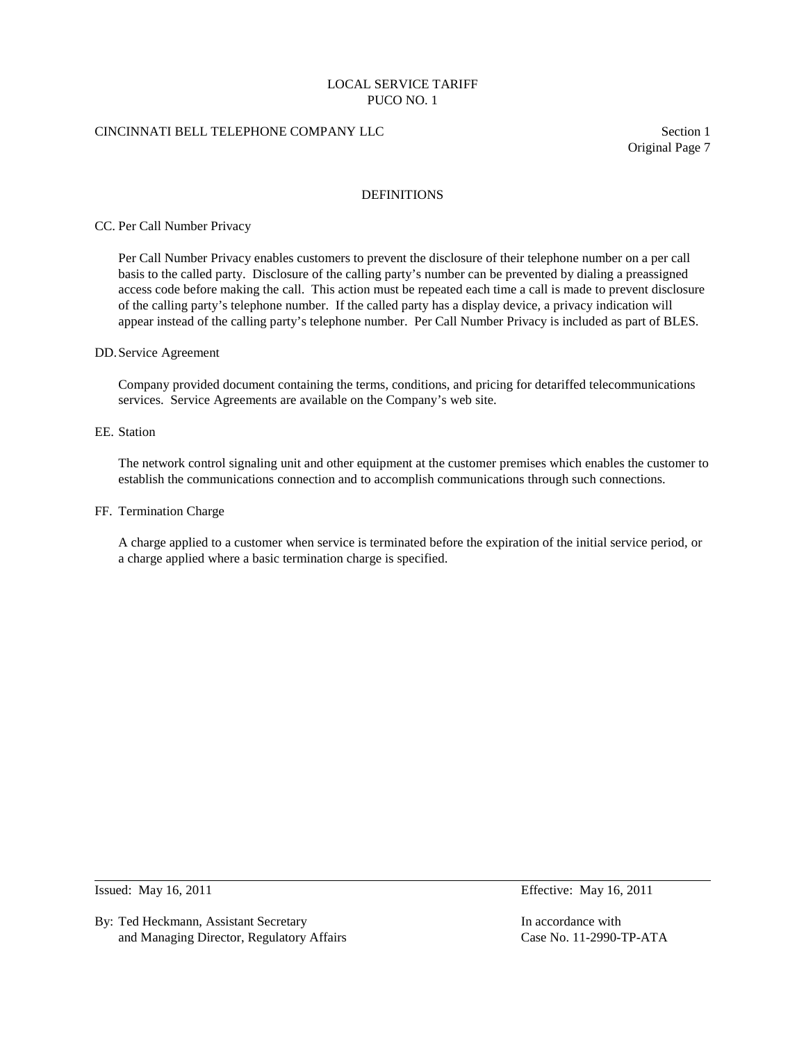## DEFINITIONS

### CC. Per Call Number Privacy

Per Call Number Privacy enables customers to prevent the disclosure of their telephone number on a per call basis to the called party. Disclosure of the calling party's number can be prevented by dialing a preassigned access code before making the call. This action must be repeated each time a call is made to prevent disclosure of the calling party's telephone number. If the called party has a display device, a privacy indication will appear instead of the calling party's telephone number. Per Call Number Privacy is included as part of BLES.

### DD. Service Agreement

Company provided document containing the terms, conditions, and pricing for detariffed telecommunications services. Service Agreements are available on the Company's web site.

### EE. Station

The network control signaling unit and other equipment at the customer premises which enables the customer to establish the communications connection and to accomplish communications through such connections.

### FF. Termination Charge

A charge applied to a customer when service is terminated before the expiration of the initial service period, or a charge applied where a basic termination charge is specified.